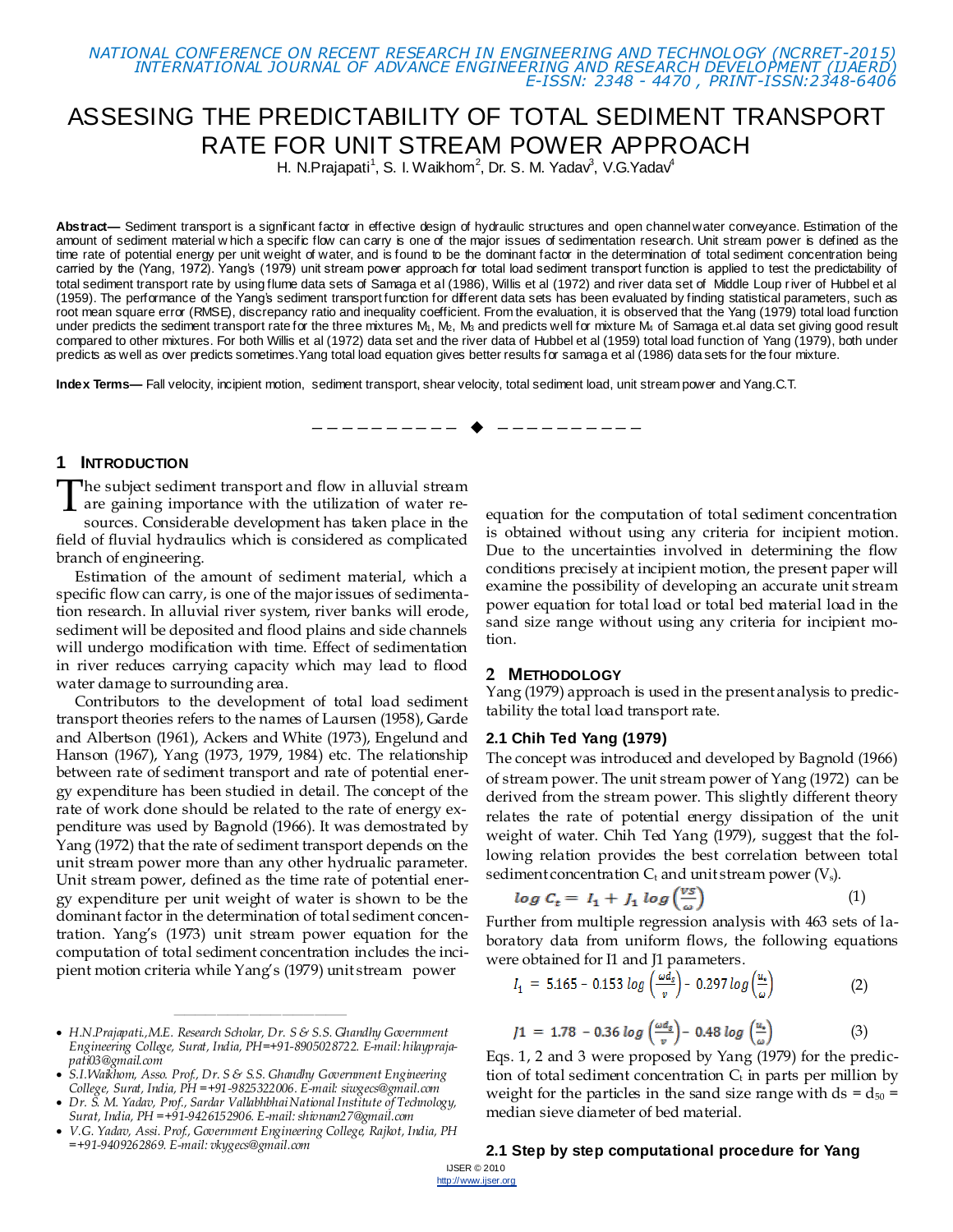# ASSESING THE PREDICTABILITY OF TOTAL SEDIMENT TRANSPORT RATE FOR UNIT STREAM POWER APPROACH

H. N.Prajapati[1], S. I. Waikhom[2], Dr. S. M. Yadav[3], V.G.Yadav[4]

**Abstract—** Sediment transport is a significant factor in effective design of hydraulic structures and open channel water conveyance. Estimation of the amount of sediment material w hich a specific flow can carry is one of the major issues of sedimentation research. Unit stream power is defined as the time rate of potential energy per unit weight of water, and is found to be the dominant factor in the determination of total sediment concentration being carried by the (Yang, 1972). Yang's (1979) unit stream power approach for total load sediment transport function is applied to test the predictability of total sediment transport rate by using flume data sets of Samaga et al (1986), Willis et al (1972) and river data set of Middle Loup river of Hubbel et al (1959). The performance of the Yang's sediment transport function for different data sets has been evaluated by finding statistical parameters, such as root mean square error (RMSE), discrepancy ratio and inequality coefficient. From the evaluation, it is observed that the Yang (1979) total load function under predicts the sediment transport rate for the three mixtures $M_1$, $M_2$, $M_3$ and predicts well for mixture $M_4$ of Samaga et.al data set giving good result compared to other mixtures. For both Willis et al (1972) data set and the river data of Hubbel et al (1959) total load function of Yang (1979), both under predicts as well as over predicts sometimes.Yang total load equation gives better results for samaga et al (1986) data sets for the four mixture.

**Index Terms—** Fall velocity, incipient motion, sediment transport, shear velocity, total sediment load, unit stream power and Yang.C.T.

## 1 Introduction

The subject sediment transport and flow in alluvial stream are gaining importance with the utilization of water resources. Considerable development has taken place in the field of fluvial hydraulics which is considered as complicated branch of engineering.

Estimation of the amount of sediment material, which a specific flow can carry, is one of the major issues of sedimentation research. In alluvial river system, river banks will erode, sediment will be deposited and flood plains and side channels will undergo modification with time. Effect of sedimentation in river reduces carrying capacity which may lead to flood water damage to surrounding area.

Contributors to the development of total load sediment transport theories refers to the names of Laursen (1958), Garde and Albertson (1961), Ackers and White (1973), Engelund and Hanson (1967), Yang (1973, 1979, 1984) etc. The relationship between rate of sediment transport and rate of potential energy expenditure has been studied in detail. The concept of the rate of work done should be related to the rate of energy expenditure was used by Bagnold (1966). It was demostrated by Yang (1972) that the rate of sediment transport depends on the unit stream power more than any other hydraulic parameter. Unit stream power, defined as the time rate of potential energy expenditure per unit weight of water is shown to be the dominant factor in the determination of total sediment concentration. Yang's (1973) unit stream power equation for the computation of total sediment concentration includes the incipient motion criteria while Yang's (1979) unit stream power equation for the computation of total sediment concentration is obtained without using any criteria for incipient motion. Due to the uncertainties involved in determining the flow conditions precisely at incipient motion, the present paper will examine the possibility of developing an accurate unit stream power equation for total load or total bed material load in the sand size range without using any criteria for incipient motion.

## 2 Methodology

Yang (1979) approach is used in the present analysis to predictability the total load transport rate.

### 2.1 Chih Ted Yang (1979)

The concept was introduced and developed by Bagnold (1966) of stream power. The unit stream power of Yang (1972) can be derived from the stream power. This slightly different theory relates the rate of potential energy dissipation of the unit weight of water. Chih Ted Yang (1979), suggest that the following relation provides the best correlation between total sediment concentration $C_t$ and unit stream power ($V_s$).

$$\log C_t = I_1 + J_1 \log\left(\frac{VS}{\omega}\right) \quad (1)$$

Further from multiple regression analysis with 463 sets of laboratory data from uniform flows, the following equations were obtained for I1 and J1 parameters.

$$I_1 = 5.165 - 0.153 \log\left(\frac{\omega d_s}{v}\right) - 0.297 \log\left(\frac{u_*}{\omega}\right) \quad (2)$$

$$J1 = 1.78 - 0.36 \log\left(\frac{\omega d_s}{v}\right) - 0.48 \log\left(\frac{u_*}{\omega}\right) \quad (3)$$

Eqs. 1, 2 and 3 were proposed by Yang (1979) for the prediction of total sediment concentration $C_t$ in parts per million by weight for the particles in the sand size range with ds = $d_{50}$ = median sieve diameter of bed material.

### 2.1 Step by step computational procedure for Yang

---

- *H.N.Prajapati.,M.E. Research Scholar, Dr. S & S.S. Ghandhy Government Engineering College, Surat, India, PH=+91-8905028722. E-mail: hilayprajapati03@gmail.com*
- *S.I.Waikhom, Asso. Prof., Dr. S & S.S. Ghandhy Government Engineering College, Surat, India, PH =+91-9825322006. E-mail: siwgecs@gmail.com*
- *Dr. S. M. Yadav, Prof., Sardar Vallabhbhai National Institute of Technology, Surat, India, PH =+91-9426152906. E-mail: shivnam27@gmail.com*
- *V.G. Yadav, Assi. Prof., Government Engineering College, Rajkot, India, PH =+91-9409262869. E-mail: vkygecs@gmail.com*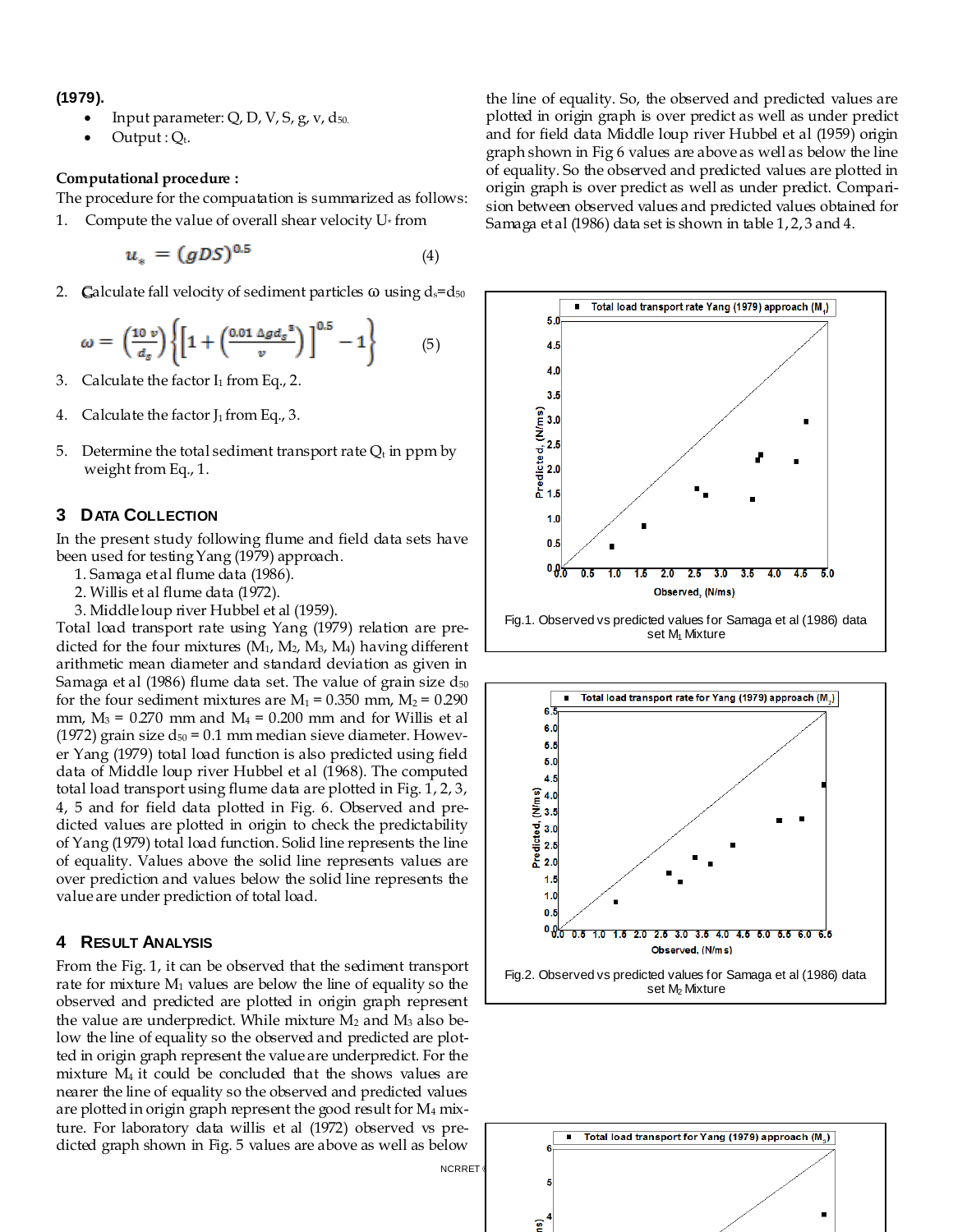**(1979).**

- Input parameter: Q, D, V, S, g, v, $d_{50}$.
- Output : $Q_t$.

**Computational procedure :**

The procedure for the compuatation is summarized as follows:

1. Compute the value of overall shear velocity $U_*$ from

$$u_* = (gDS)^{0.5} \tag{4}$$

2. Calculate fall velocity of sediment particles ω using $d_s$=$d_{50}$

$$\omega = \left(\frac{10\ v}{d_s}\right)\left\{\left[1+\left(\frac{0.01\ \Delta g d_s^{\ 3}}{v}\right)\right]^{0.5} - 1\right\} \tag{5}$$

3. Calculate the factor $I_1$ from Eq., 2.

4. Calculate the factor $J_1$ from Eq., 3.

5. Determine the total sediment transport rate $Q_t$ in ppm by weight from Eq., 1.

## 3 Data Collection

In the present study following flume and field data sets have been used for testing Yang (1979) approach.

1. Samaga et al flume data (1986).
2. Willis et al flume data (1972).
3. Middle loup river Hubbel et al (1959).

Total load transport rate using Yang (1979) relation are predicted for the four mixtures ($M_1$, $M_2$, $M_3$, $M_4$) having different arithmetic mean diameter and standard deviation as given in Samaga et al (1986) flume data set. The value of grain size $d_{50}$ for the four sediment mixtures are $M_1$ = 0.350 mm, $M_2$ = 0.290 mm, $M_3$ = 0.270 mm and $M_4$ = 0.200 mm and for Willis et al (1972) grain size $d_{50}$ = 0.1 mm median sieve diameter. However Yang (1979) total load function is also predicted using field data of Middle loup river Hubbel et al (1968). The computed total load transport using flume data are plotted in Fig. 1, 2, 3, 4, 5 and for field data plotted in Fig. 6. Observed and predicted values are plotted in origin to check the predictability of Yang (1979) total load function. Solid line represents the line of equality. Values above the solid line represents values are over prediction and values below the solid line represents the value are under prediction of total load.

## 4 Result Analysis

From the Fig. 1, it can be observed that the sediment transport rate for mixture $M_1$ values are below the line of equality so the observed and predicted are plotted in origin graph represent the value are underpredict. While mixture $M_2$ and $M_3$ also below the line of equality so the observed and predicted are plotted in origin graph represent the value are underpredict. For the mixture $M_4$ it could be concluded that the shows values are nearer the line of equality so the observed and predicted values are plotted in origin graph represent the good result for $M_4$ mixture. For laboratory data willis et al (1972) observed vs predicted graph shown in Fig. 5 values are above as well as below the line of equality. So, the observed and predicted values are plotted in origin graph is over predict as well as under predict and for field data Middle loup river Hubbel et al (1959) origin graph shown in Fig 6 values are above as well as below the line of equality. So the observed and predicted values are plotted in origin graph is over predict as well as under predict. Comparision between observed values and predicted values obtained for Samaga et al (1986) data set is shown in table 1, 2, 3 and 4.

Fig.1. Observed vs predicted values for Samaga et al (1986) data set $M_1$ Mixture

Fig.2. Observed vs predicted values for Samaga et al (1986) data set $M_2$ Mixture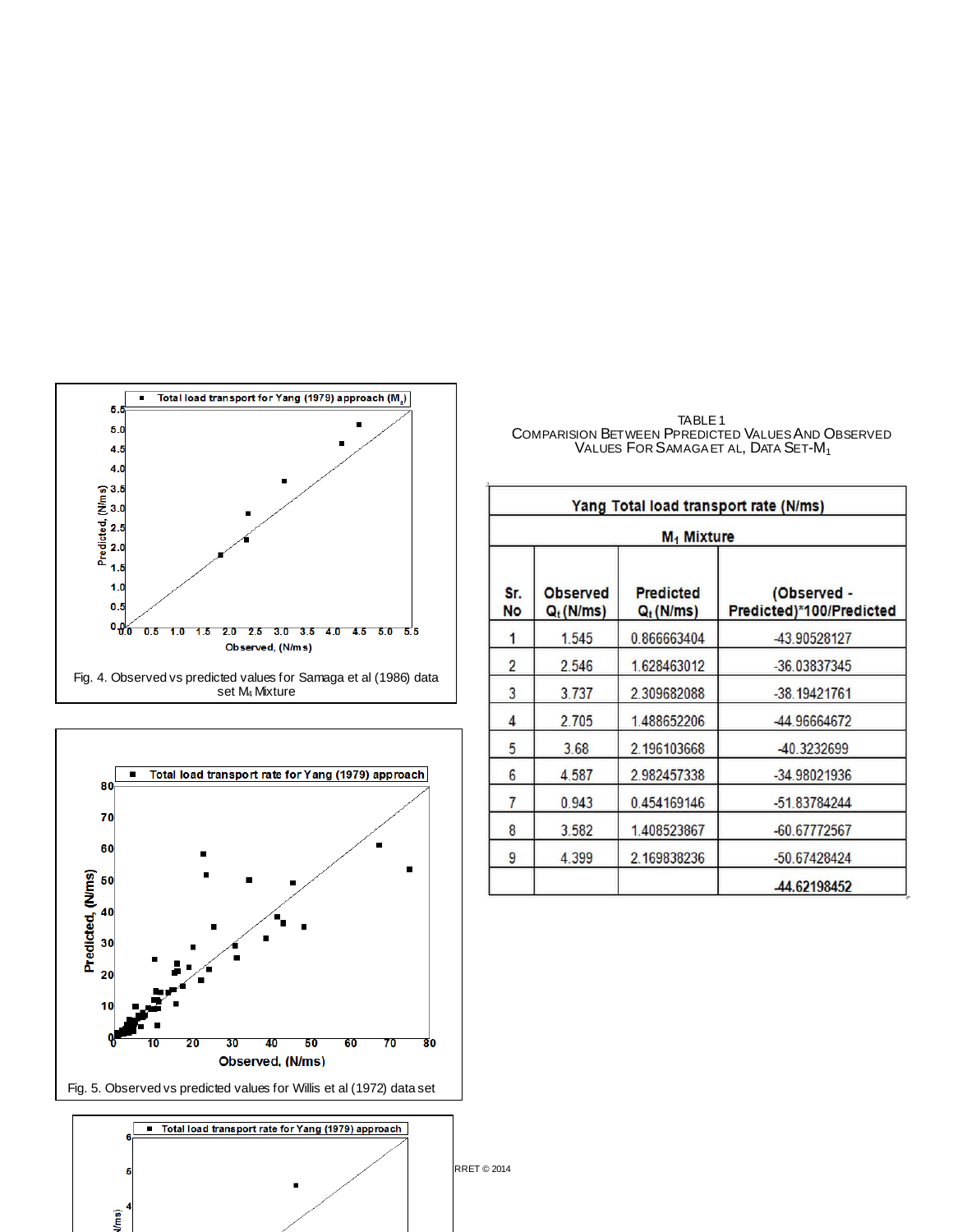Fig. 4. Observed vs predicted values for Samaga et al (1986) data set $M_4$ Mixture

Fig. 5. Observed vs predicted values for Willis et al (1972) data set

TABLE 1
COMPARISION BETWEEN PPREDICTED VALUES AND OBSERVED VALUES FOR SAMAGA ET AL, DATA SET-$M_1$

| Yang Total load transport rate (N/ms) | | | |
|---|---|---|---|
| $M_1$ Mixture | | | |
| Sr. No | Observed $Q_t$ (N/ms) | Predicted $Q_t$ (N/ms) | (Observed - Predicted)*100/Predicted |
| 1 | 1.545 | 0.866663404 | -43.90528127 |
| 2 | 2.546 | 1.628463012 | -36.03837345 |
| 3 | 3.737 | 2.309682088 | -38.19421761 |
| 4 | 2.705 | 1.488652206 | -44.96664672 |
| 5 | 3.68 | 2.196103668 | -40.3232699 |
| 6 | 4.587 | 2.982457338 | -34.98021936 |
| 7 | 0.943 | 0.454169146 | -51.83784244 |
| 8 | 3.582 | 1.408523867 | -60.67772567 |
| 9 | 4.399 | 2.169838236 | -50.67428424 |
| | | | **-44.62198452** |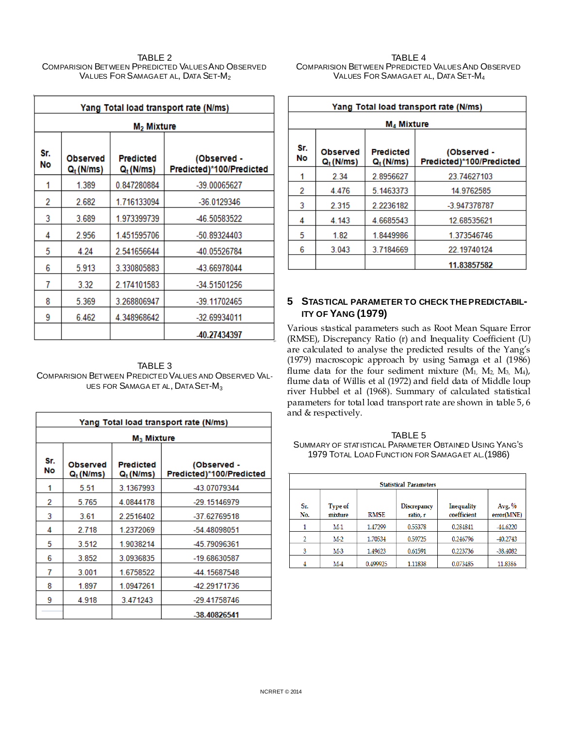TABLE 2

Comparision Between Predicted Values And Observed Values For Samaga et al, Data Set-$M_2$

| Yang Total load transport rate (N/ms) | | | |
|---|---|---|---|
| $M_2$ Mixture | | | |
| Sr. No | Observed $Q_t$ (N/ms) | Predicted $Q_t$ (N/ms) | (Observed - Predicted)*100/Predicted |
| 1 | 1.389 | 0.847280884 | -39.00065627 |
| 2 | 2.682 | 1.716133094 | -36.0129346 |
| 3 | 3.689 | 1.973399739 | -46.50583522 |
| 4 | 2.956 | 1.451595706 | -50.89324403 |
| 5 | 4.24 | 2.541656644 | -40.05526784 |
| 6 | 5.913 | 3.330805883 | -43.66978044 |
| 7 | 3.32 | 2.174101583 | -34.51501256 |
| 8 | 5.369 | 3.268806947 | -39.11702465 |
| 9 | 6.462 | 4.348968642 | -32.69934011 |
| | | | **-40.27434397** |

TABLE 3

Comparision Between Predicted Values and Observed Values for Samaga et al, Data Set-$M_3$

| Yang Total load transport rate (N/ms) | | | |
|---|---|---|---|
| $M_3$ Mixture | | | |
| Sr. No | Observed $Q_t$ (N/ms) | Predicted $Q_t$ (N/ms) | (Observed - Predicted)*100/Predicted |
| 1 | 5.51 | 3.1367993 | -43.07079344 |
| 2 | 5.765 | 4.0844178 | -29.15146979 |
| 3 | 3.61 | 2.2516402 | -37.62769518 |
| 4 | 2.718 | 1.2372069 | -54.48098051 |
| 5 | 3.512 | 1.9038214 | -45.79096361 |
| 6 | 3.852 | 3.0936835 | -19.68630587 |
| 7 | 3.001 | 1.6758522 | -44.15687548 |
| 8 | 1.897 | 1.0947261 | -42.29171736 |
| 9 | 4.918 | 3.471243 | -29.41758746 |
| | | | **-38.40826541** |

TABLE 4

Comparision Between Ppredicted Values And Observed Values For Samaga et al, Data Set-$M_4$

| Yang Total load transport rate (N/ms) | | | |
|---|---|---|---|
| $M_4$ Mixture | | | |
| Sr. No | Observed $Q_t$ (N/ms) | Predicted $Q_t$ (N/ms) | (Observed - Predicted)*100/Predicted |
| 1 | 2.34 | 2.8956627 | 23.74627103 |
| 2 | 4.476 | 5.1463373 | 14.9762585 |
| 3 | 2.315 | 2.2236182 | -3.947378787 |
| 4 | 4.143 | 4.6685543 | 12.68535621 |
| 5 | 1.82 | 1.8449986 | 1.373546746 |
| 6 | 3.043 | 3.7184669 | 22.19740124 |
| | | | **11.83857582** |

## 5 Stastical Parameter to Check the Predictability of Yang (1979)

Various stastical parameters such as Root Mean Square Error (RMSE), Discrepancy Ratio (r) and Inequality Coefficient (U) are calculated to analyse the predicted results of the Yang's (1979) macroscopic approach by using Samaga et al (1986) flume data for the four sediment mixture ($M_1$, $M_2$, $M_3$, $M_4$), flume data of Willis et al (1972) and field data of Middle loup river Hubbel et al (1968). Summary of calculated statistical parameters for total load transport rate are shown in table 5, 6 and & respectively.

TABLE 5

Summary of Statistical Parameter Obtained Using Yang's 1979 Total Load Function for Samaga et al.(1986)

| Statistical Parameters | | | | | |
|---|---|---|---|---|---|
| Sr. No. | Type of mixture | RMSE | Discrepancy ratio, r | Inequality coefficient | Avg. % error(MNE) |
| 1 | M-1 | 1.47299 | 0.55378 | 0.284841 | -44.6220 |
| 2 | M-2 | 1.70534 | 0.59725 | 0.246796 | -40.2743 |
| 3 | M-3 | 1.49623 | 0.61591 | 0.223736 | -38.4082 |
| 4 | M-4 | 0.499925 | 1.11838 | 0.073485 | 11.8386 |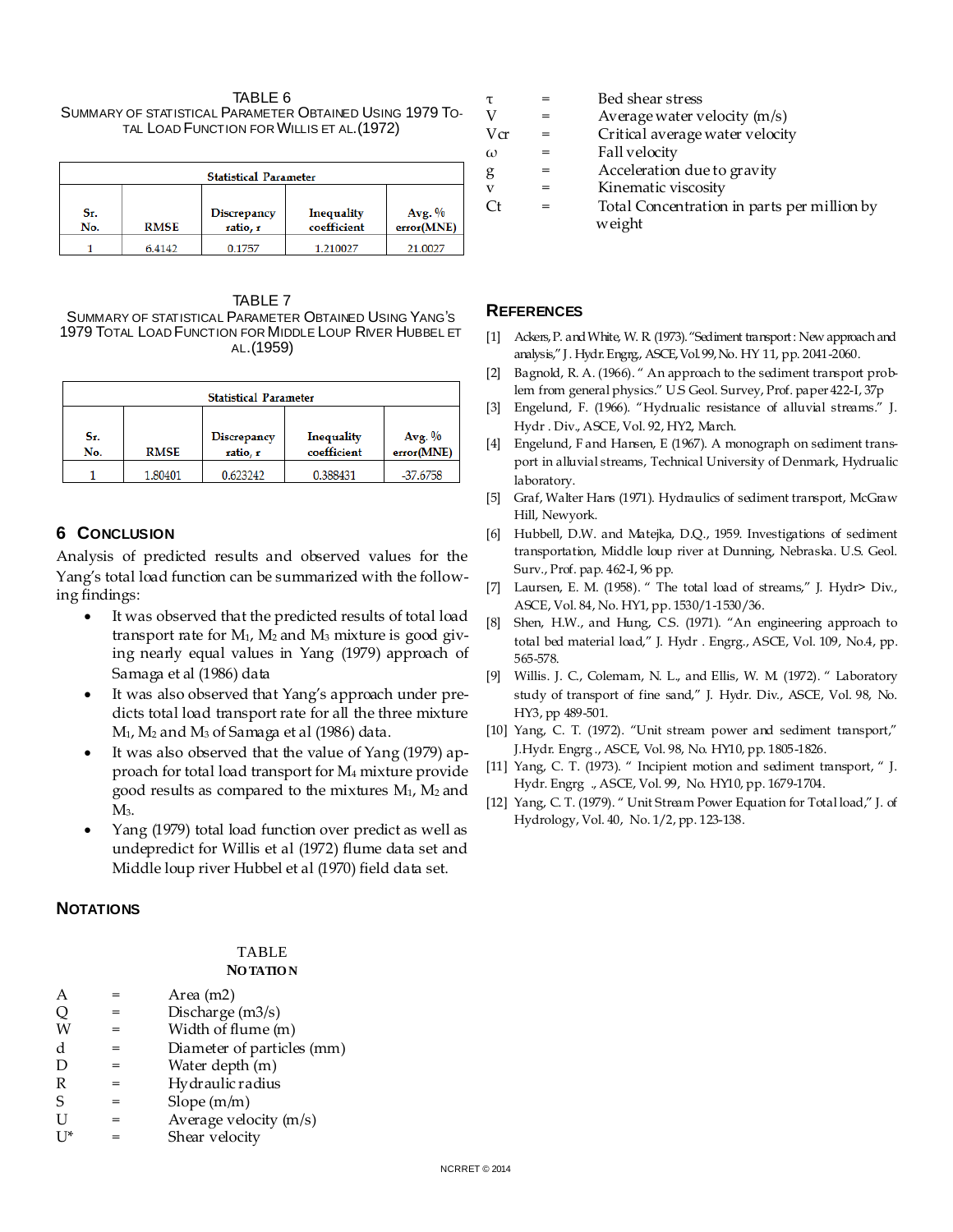TABLE 6

SUMMARY OF STATISTICAL PARAMETER OBTAINED USING 1979 TOTAL LOAD FUNCTION FOR WILLIS ET AL.(1972)

| Statistical Parameter | | | | |
|---|---|---|---|---|
| Sr. No. | RMSE | Discrepancy ratio, r | Inequality coefficient | Avg. % error(MNE) |
| 1 | 6.4142 | 0.1757 | 1.210027 | 21.0027 |

TABLE 7

SUMMARY OF STATISTICAL PARAMETER OBTAINED USING YANG'S 1979 TOTAL LOAD FUNCTION FOR MIDDLE LOUP RIVER HUBBEL ET AL.(1959)

| Statistical Parameter | | | | |
|---|---|---|---|---|
| Sr. No. | RMSE | Discrepancy ratio, r | Inequality coefficient | Avg. % error(MNE) |
| 1 | 1.80401 | 0.623242 | 0.388431 | -37.6758 |

## 6 CONCLUSION

Analysis of predicted results and observed values for the Yang's total load function can be summarized with the following findings:

- It was observed that the predicted results of total load transport rate for $M_1$, $M_2$ and $M_3$ mixture is good giving nearly equal values in Yang (1979) approach of Samaga et al (1986) data
- It was also observed that Yang's approach under predicts total load transport rate for all the three mixture $M_1$, $M_2$ and $M_3$ of Samaga et al (1986) data.
- It was also observed that the value of Yang (1979) approach for total load transport for $M_4$ mixture provide good results as compared to the mixtures $M_1$, $M_2$ and $M_3$.
- Yang (1979) total load function over predict as well as undepredict for Willis et al (1972) flume data set and Middle loup river Hubbel et al (1970) field data set.

## NOTATIONS

TABLE
**NOTATION**

| | | |
|---|---|---|
| A | = | Area (m2) |
| Q | = | Discharge (m3/s) |
| W | = | Width of flume (m) |
| d | = | Diameter of particles (mm) |
| D | = | Water depth (m) |
| R | = | Hydraulic radius |
| S | = | Slope (m/m) |
| U | = | Average velocity (m/s) |
| U* | = | Shear velocity |
| τ | = | Bed shear stress |
| V | = | Average water velocity (m/s) |
| Vcr | = | Critical average water velocity |
| ω | = | Fall velocity |
| g | = | Acceleration due to gravity |
| v | = | Kinematic viscosity |
| Ct | = | Total Concentration in parts per million by weight |

## REFERENCES

[1] Ackers, P. and White, W. R. (1973). "Sediment transport : New approach and analysis," J. Hydr. Engrg., ASCE, Vol. 99, No. HY 11, pp. 2041-2060.

[2] Bagnold, R. A. (1966). " An approach to the sediment transport problem from general physics." U.S Geol. Survey, Prof. paper 422-I, 37p

[3] Engelund, F. (1966). "Hydrualic resistance of alluvial streams." J. Hydr . Div., ASCE, Vol. 92, HY2, March.

[4] Engelund, F and Hansen, E (1967). A monograph on sediment transport in alluvial streams, Technical University of Denmark, Hydrualic laboratory.

[5] Graf, Walter Hans (1971). Hydraulics of sediment transport, McGraw Hill, Newyork.

[6] Hubbell, D.W. and Matejka, D.Q., 1959. Investigations of sediment transportation, Middle loup river at Dunning, Nebraska. U.S. Geol. Surv., Prof. pap. 462-I, 96 pp.

[7] Laursen, E. M. (1958). " The total load of streams," J. Hydr> Div., ASCE, Vol. 84, No. HY1, pp. 1530/1-1530/36.

[8] Shen, H.W., and Hung, C.S. (1971). "An engineering approach to total bed material load," J. Hydr . Engrg., ASCE, Vol. 109, No.4, pp. 565-578.

[9] Willis. J. C., Colemam, N. L., and Ellis, W. M. (1972). " Laboratory study of transport of fine sand," J. Hydr. Div., ASCE, Vol. 98, No. HY3, pp 489-501.

[10] Yang, C. T. (1972). "Unit stream power and sediment transport," J.Hydr. Engrg ., ASCE, Vol. 98, No. HY10, pp. 1805-1826.

[11] Yang, C. T. (1973). " Incipient motion and sediment transport, " J. Hydr. Engrg ., ASCE, Vol. 99, No. HY10, pp. 1679-1704.

[12] Yang, C. T. (1979). " Unit Stream Power Equation for Total load," J. of Hydrology, Vol. 40, No. 1/2, pp. 123-138.